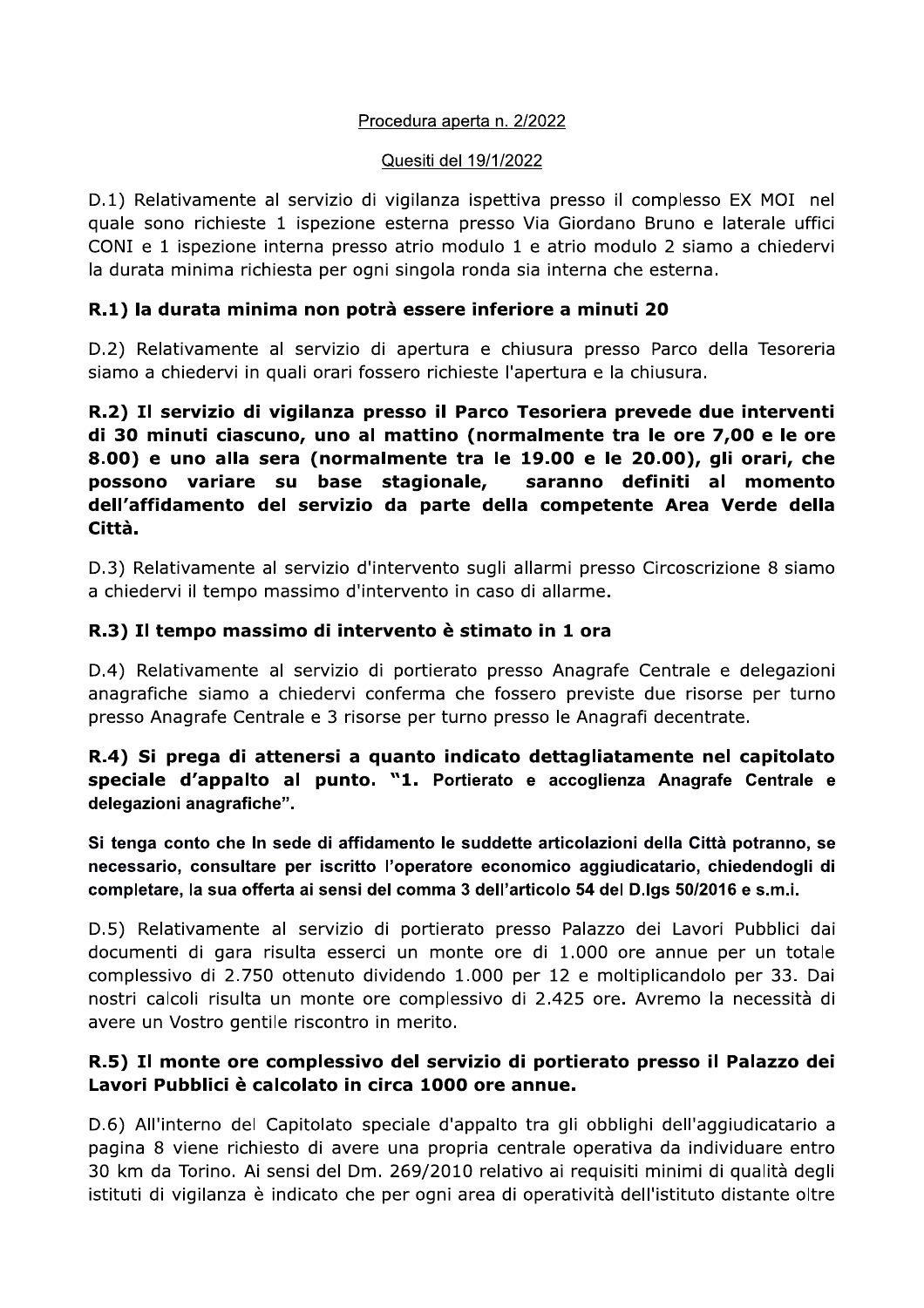Procedura aperta n. 2/2022

Quesiti del 19/1/2022

D.1) Relativamente al servizio di vigilanza ispettiva presso il complesso EX MOI nel quale sono richieste 1 ispezione esterna presso Via Giordano Bruno e laterale uffici CONI e 1 ispezione interna presso atrio modulo 1 e atrio modulo 2 siamo a chiedervi la durata minima richiesta per ogni singola ronda sia interna che esterna.

**R.1) la durata minima non potrà essere inferiore a minuti 20**

D.2) Relativamente al servizio di apertura e chiusura presso Parco della Tesoreria siamo a chiedervi in quali orari fossero richieste l'apertura e la chiusura.

**R.2) Il servizio di vigilanza presso il Parco Tesoriera prevede due interventi di 30 minuti ciascuno, uno al mattino (normalmente tra le ore 7,00 e le ore 8.00) e uno alla sera (normalmente tra le 19.00 e le 20.00), gli orari, che possono variare su base stagionale, saranno definiti al momento dell'affidamento del servizio da parte della competente Area Verde della Città.**

D.3) Relativamente al servizio d'intervento sugli allarmi presso Circoscrizione 8 siamo a chiedervi il tempo massimo d'intervento in caso di allarme.

**R.3) Il tempo massimo di intervento è stimato in 1 ora**

D.4) Relativamente al servizio di portierato presso Anagrafe Centrale e delegazioni anagrafiche siamo a chiedervi conferma che fossero previste due risorse per turno presso Anagrafe Centrale e 3 risorse per turno presso le Anagrafi decentrate.

**R.4) Si prega di attenersi a quanto indicato dettagliatamente nel capitolato speciale d'appalto al punto. "1. Portierato e accoglienza Anagrafe Centrale e delegazioni anagrafiche".**

**Si tenga conto che In sede di affidamento le suddette articolazioni della Città potranno, se necessario, consultare per iscritto l'operatore economico aggiudicatario, chiedendogli di completare, la sua offerta ai sensi del comma 3 dell'articolo 54 del D.lgs 50/2016 e s.m.i.**

D.5) Relativamente al servizio di portierato presso Palazzo dei Lavori Pubblici dai documenti di gara risulta esserci un monte ore di 1.000 ore annue per un totale complessivo di 2.750 ottenuto dividendo 1.000 per 12 e moltiplicandolo per 33. Dai nostri calcoli risulta un monte ore complessivo di 2.425 ore. Avremo la necessità di avere un Vostro gentile riscontro in merito.

**R.5) Il monte ore complessivo del servizio di portierato presso il Palazzo dei Lavori Pubblici è calcolato in circa 1000 ore annue.**

D.6) All'interno del Capitolato speciale d'appalto tra gli obblighi dell'aggiudicatario a pagina 8 viene richiesto di avere una propria centrale operativa da individuare entro 30 km da Torino. Ai sensi del Dm. 269/2010 relativo ai requisiti minimi di qualità degli istituti di vigilanza è indicato che per ogni area di operatività dell'istituto distante oltre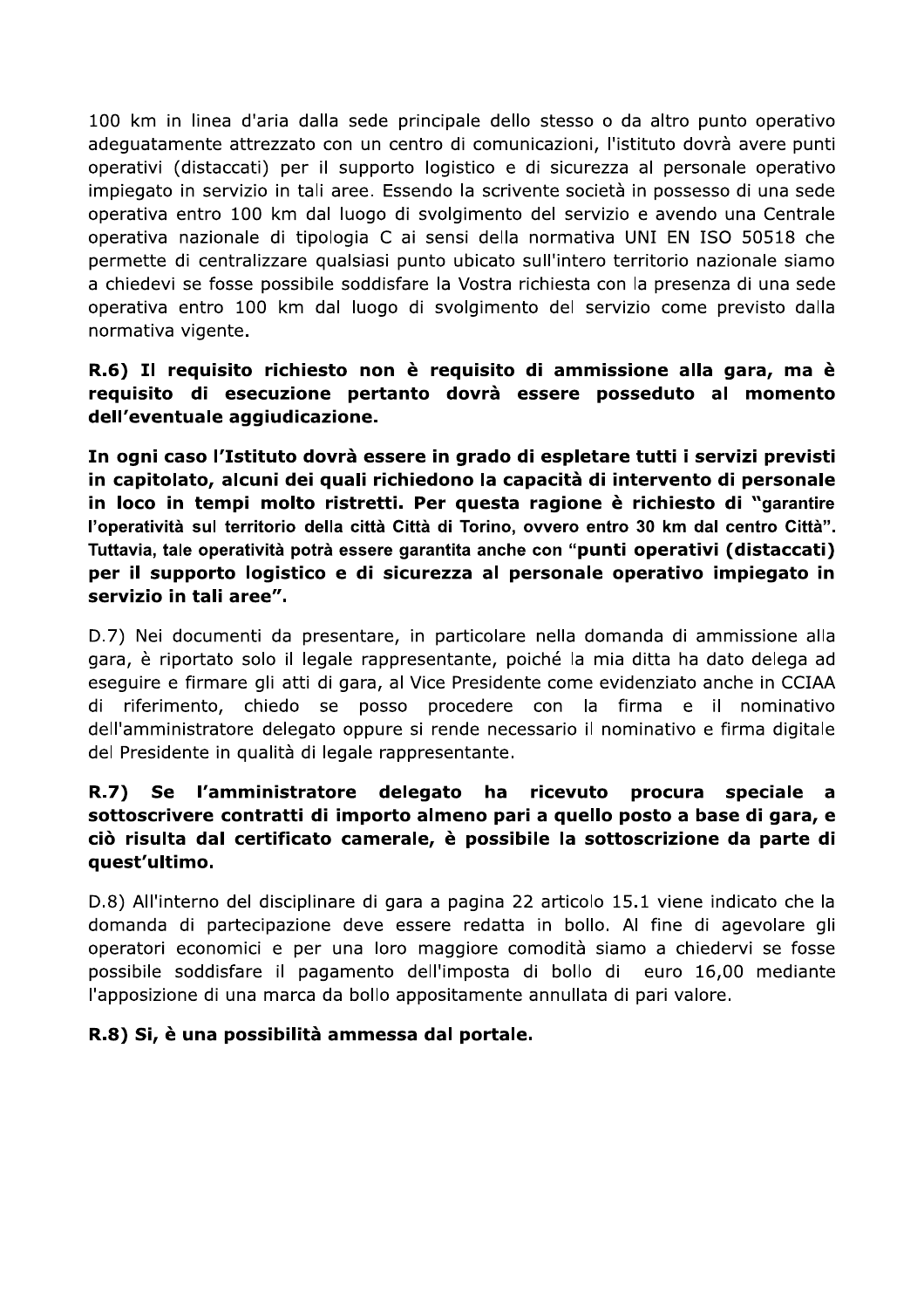100 km in linea d'aria dalla sede principale dello stesso o da altro punto operativo adeguatamente attrezzato con un centro di comunicazioni, l'istituto dovrà avere punti operativi (distaccati) per il supporto logistico e di sicurezza al personale operativo impiegato in servizio in tali aree. Essendo la scrivente società in possesso di una sede operativa entro 100 km dal luogo di svolgimento del servizio e avendo una Centrale operativa nazionale di tipologia C ai sensi della normativa UNI EN ISO 50518 che permette di centralizzare qualsiasi punto ubicato sull'intero territorio nazionale siamo a chiedevi se fosse possibile soddisfare la Vostra richiesta con la presenza di una sede operativa entro 100 km dal luogo di svolgimento del servizio come previsto dalla normativa vigente.

**R.6) Il requisito richiesto non è requisito di ammissione alla gara, ma è requisito di esecuzione pertanto dovrà essere posseduto al momento dell'eventuale aggiudicazione.**

**In ogni caso l'Istituto dovrà essere in grado di espletare tutti i servizi previsti in capitolato, alcuni dei quali richiedono la capacità di intervento di personale in loco in tempi molto ristretti. Per questa ragione è richiesto di "garantire l'operatività sul territorio della città Città di Torino, ovvero entro 30 km dal centro Città". Tuttavia, tale operatività potrà essere garantita anche con "punti operativi (distaccati) per il supporto logistico e di sicurezza al personale operativo impiegato in servizio in tali aree".**

D.7) Nei documenti da presentare, in particolare nella domanda di ammissione alla gara, è riportato solo il legale rappresentante, poiché la mia ditta ha dato delega ad eseguire e firmare gli atti di gara, al Vice Presidente come evidenziato anche in CCIAA di riferimento, chiedo se posso procedere con la firma e il nominativo dell'amministratore delegato oppure si rende necessario il nominativo e firma digitale del Presidente in qualità di legale rappresentante.

**R.7) Se l'amministratore delegato ha ricevuto procura speciale a sottoscrivere contratti di importo almeno pari a quello posto a base di gara, e ciò risulta dal certificato camerale, è possibile la sottoscrizione da parte di quest'ultimo.**

D.8) All'interno del disciplinare di gara a pagina 22 articolo 15.1 viene indicato che la domanda di partecipazione deve essere redatta in bollo. Al fine di agevolare gli operatori economici e per una loro maggiore comodità siamo a chiedervi se fosse possibile soddisfare il pagamento dell'imposta di bollo di euro 16,00 mediante l'apposizione di una marca da bollo appositamente annullata di pari valore.

**R.8) Si, è una possibilità ammessa dal portale.**